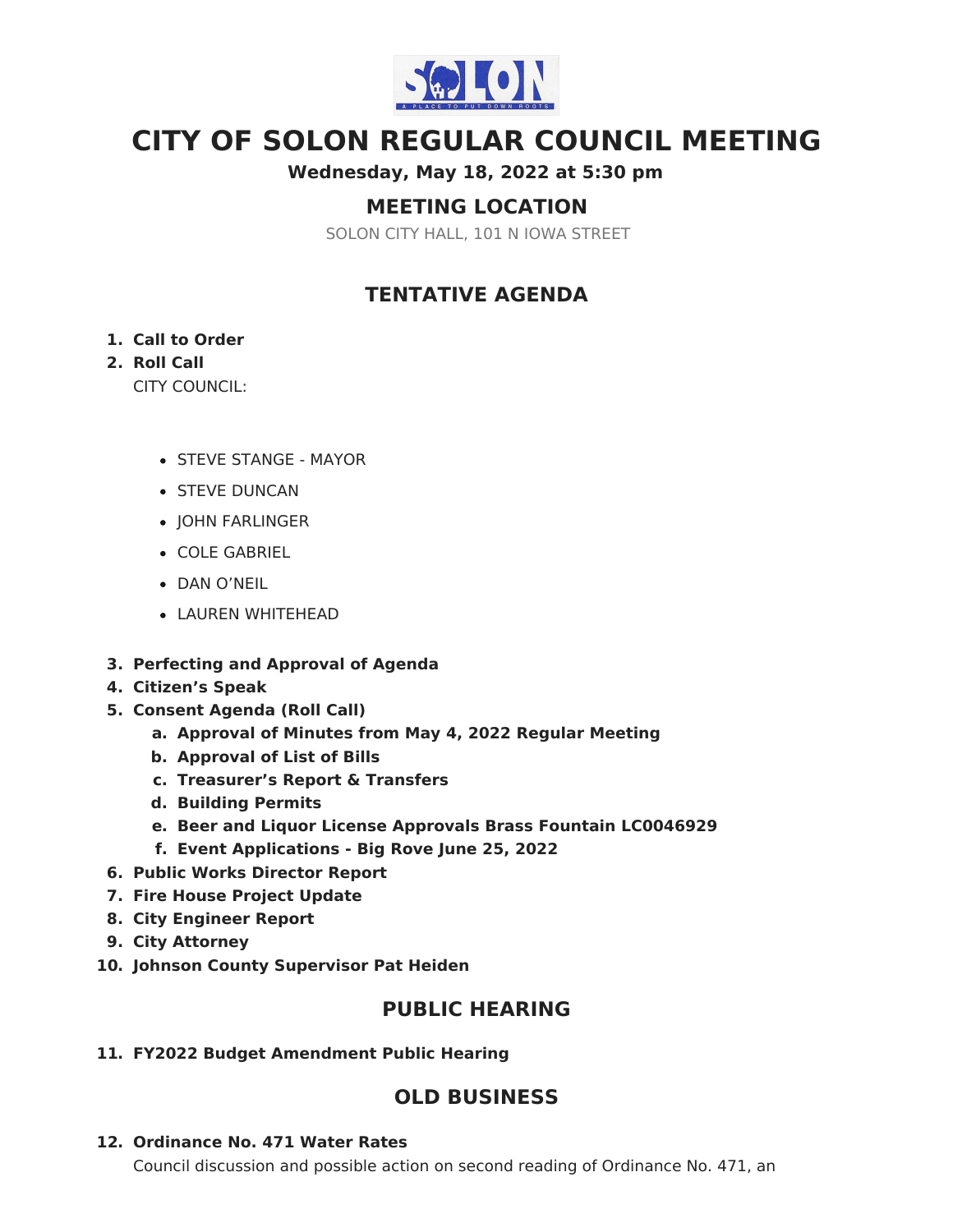# CITY OF SOLON REGULAR COUNCIL MEETING

**Wednesday, May 18, 2022 at 5:30 pm**

## MEETING LOCATION

SOLON CITY HALL, 101 N IOWA STREET

## TENTATIVE AGENDA

1. **Call to Order**
2. **Roll Call**

   CITY COUNCIL:

   - STEVE STANGE - MAYOR
   - STEVE DUNCAN
   - JOHN FARLINGER
   - COLE GABRIEL
   - DAN O'NEIL
   - LAUREN WHITEHEAD

3. **Perfecting and Approval of Agenda**
4. **Citizen's Speak**
5. **Consent Agenda (Roll Call)**
   a. **Approval of Minutes from May 4, 2022 Regular Meeting**
   b. **Approval of List of Bills**
   c. **Treasurer's Report & Transfers**
   d. **Building Permits**
   e. **Beer and Liquor License Approvals Brass Fountain LC0046929**
   f. **Event Applications - Big Rove June 25, 2022**
6. **Public Works Director Report**
7. **Fire House Project Update**
8. **City Engineer Report**
9. **City Attorney**
10. **Johnson County Supervisor Pat Heiden**

## PUBLIC HEARING

11. **FY2022 Budget Amendment Public Hearing**

## OLD BUSINESS

12. **Ordinance No. 471 Water Rates**

    Council discussion and possible action on second reading of Ordinance No. 471, an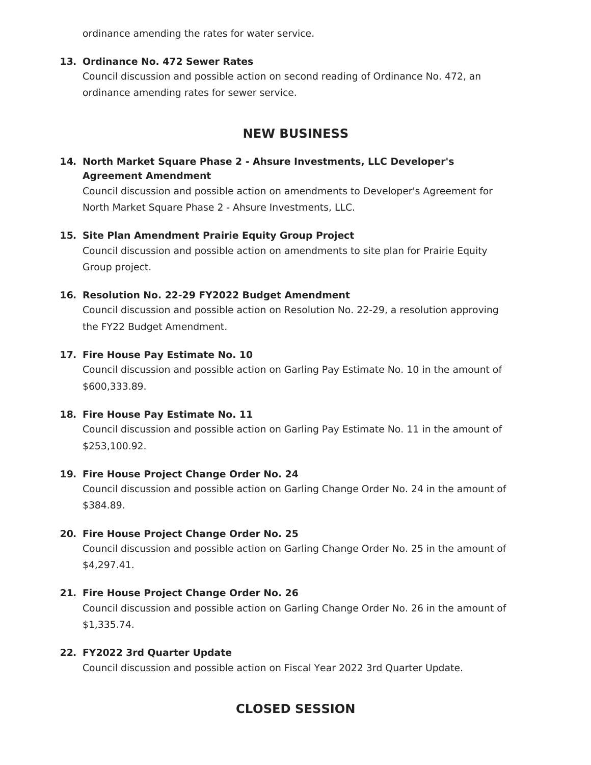ordinance amending the rates for water service.

13. **Ordinance No. 472 Sewer Rates**
    Council discussion and possible action on second reading of Ordinance No. 472, an ordinance amending rates for sewer service.

## NEW BUSINESS

14. **North Market Square Phase 2 - Ahsure Investments, LLC Developer's Agreement Amendment**
    Council discussion and possible action on amendments to Developer's Agreement for North Market Square Phase 2 - Ahsure Investments, LLC.

15. **Site Plan Amendment Prairie Equity Group Project**
    Council discussion and possible action on amendments to site plan for Prairie Equity Group project.

16. **Resolution No. 22-29 FY2022 Budget Amendment**
    Council discussion and possible action on Resolution No. 22-29, a resolution approving the FY22 Budget Amendment.

17. **Fire House Pay Estimate No. 10**
    Council discussion and possible action on Garling Pay Estimate No. 10 in the amount of $600,333.89.

18. **Fire House Pay Estimate No. 11**
    Council discussion and possible action on Garling Pay Estimate No. 11 in the amount of $253,100.92.

19. **Fire House Project Change Order No. 24**
    Council discussion and possible action on Garling Change Order No. 24 in the amount of $384.89.

20. **Fire House Project Change Order No. 25**
    Council discussion and possible action on Garling Change Order No. 25 in the amount of $4,297.41.

21. **Fire House Project Change Order No. 26**
    Council discussion and possible action on Garling Change Order No. 26 in the amount of $1,335.74.

22. **FY2022 3rd Quarter Update**
    Council discussion and possible action on Fiscal Year 2022 3rd Quarter Update.

## CLOSED SESSION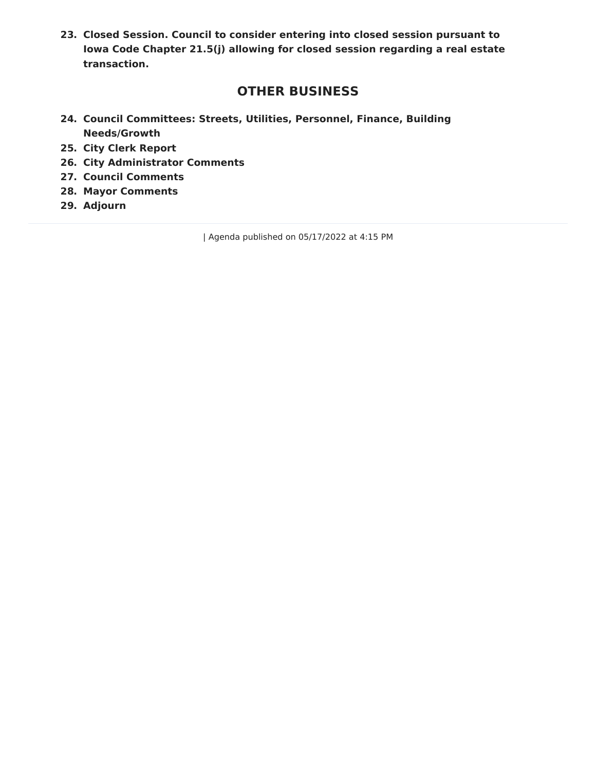23. **Closed Session. Council to consider entering into closed session pursuant to Iowa Code Chapter 21.5(j) allowing for closed session regarding a real estate transaction.**

## OTHER BUSINESS

24. **Council Committees: Streets, Utilities, Personnel, Finance, Building Needs/Growth**
25. **City Clerk Report**
26. **City Administrator Comments**
27. **Council Comments**
28. **Mayor Comments**
29. **Adjourn**

---

| Agenda published on 05/17/2022 at 4:15 PM